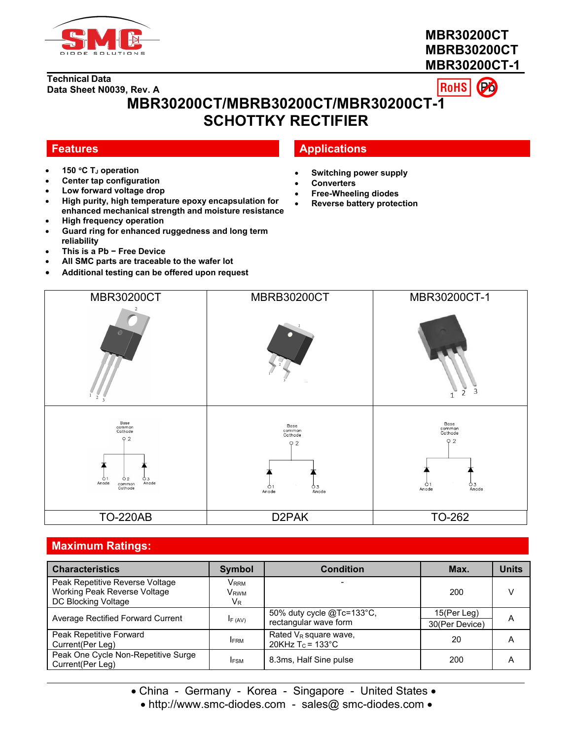# MBR30200CT
# MBRB30200CT
# MBR30200CT-1

**Technical Data**
**Data Sheet N0039, Rev. A**

RoHS Pb

# MBR30200CT/MBRB30200CT/MBR30200CT-1 SCHOTTKY RECTIFIER

## Features

- 150 °C $T_J$ operation
- Center tap configuration
- Low forward voltage drop
- High purity, high temperature epoxy encapsulation for enhanced mechanical strength and moisture resistance
- High frequency operation
- Guard ring for enhanced ruggedness and long term reliability
- This is a Pb − Free Device
- All SMC parts are traceable to the wafer lot
- Additional testing can be offered upon request

## Applications

- Switching power supply
- Converters
- Free-Wheeling diodes
- Reverse battery protection

| MBR30200CT | MBRB30200CT | MBR30200CT-1 |
|---|---|---|
| 1 2 3 | 1 2 3 | 1 2 3 |
| Base common Cathode 2; 1 Anode, 2 common Cathode, 3 Anode | Base common Cathode 2; 1 Anode, 3 Anode | Base common Cathode 2; 1 Anode, 3 Anode |
| TO-220AB | D2PAK | TO-262 |

## Maximum Ratings:

| Characteristics | Symbol | Condition | Max. | Units |
|---|---|---|---|---|
| Peak Repetitive Reverse Voltage<br>Working Peak Reverse Voltage<br>DC Blocking Voltage | $V_{RRM}$<br>$V_{RWM}$<br>$V_R$ | - | 200 | V |
| Average Rectified Forward Current | $I_{F\ (AV)}$ | 50% duty cycle @Tc=133°C, rectangular wave form | 15(Per Leg)<br>30(Per Device) | A |
| Peak Repetitive Forward Current(Per Leg) | $I_{FRM}$ | Rated $V_R$ square wave, 20KHz $T_C$ = 133°C | 20 | A |
| Peak One Cycle Non-Repetitive Surge Current(Per Leg) | $I_{FSM}$ | 8.3ms, Half Sine pulse | 200 | A |

• China - Germany - Korea - Singapore - United States •
• http://www.smc-diodes.com - sales@ smc-diodes.com •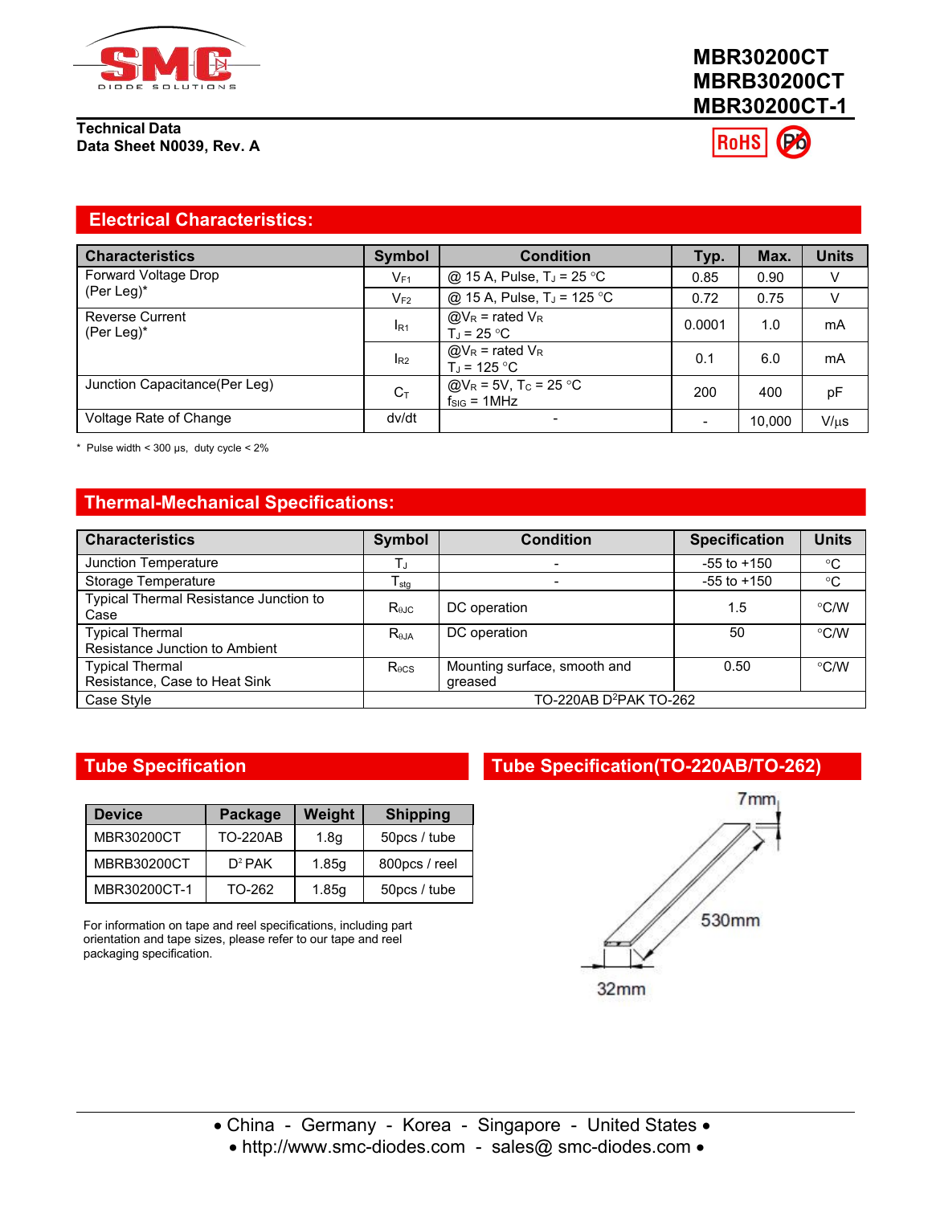# MBR30200CT
# MBRB30200CT
# MBR30200CT-1

**Technical Data**
**Data Sheet N0039, Rev. A**

RoHS Pb

## Electrical Characteristics:

| Characteristics | Symbol | Condition | Typ. | Max. | Units |
|---|---|---|---|---|---|
| Forward Voltage Drop (Per Leg)* | $V_{F1}$ | @ 15 A, Pulse, $T_J$ = 25 °C | 0.85 | 0.90 | V |
| | $V_{F2}$ | @ 15 A, Pulse, $T_J$ = 125 °C | 0.72 | 0.75 | V |
| Reverse Current (Per Leg)* | $I_{R1}$ | @$V_R$ = rated $V_R$ $T_J$ = 25 °C | 0.0001 | 1.0 | mA |
| | $I_{R2}$ | @$V_R$ = rated $V_R$ $T_J$ = 125 °C | 0.1 | 6.0 | mA |
| Junction Capacitance(Per Leg) | $C_T$ | @$V_R$ = 5V, $T_C$ = 25 °C $f_{SIG}$ = 1MHz | 200 | 400 | pF |
| Voltage Rate of Change | dv/dt | - | - | 10,000 | V/μs |

\* Pulse width < 300 μs, duty cycle < 2%

## Thermal-Mechanical Specifications:

| Characteristics | Symbol | Condition | Specification | Units |
|---|---|---|---|---|
| Junction Temperature | $T_J$ | - | -55 to +150 | °C |
| Storage Temperature | $T_{stg}$ | - | -55 to +150 | °C |
| Typical Thermal Resistance Junction to Case | $R_{\theta JC}$ | DC operation | 1.5 | °C/W |
| Typical Thermal Resistance Junction to Ambient | $R_{\theta JA}$ | DC operation | 50 | °C/W |
| Typical Thermal Resistance, Case to Heat Sink | $R_{\theta CS}$ | Mounting surface, smooth and greased | 0.50 | °C/W |
| Case Style | TO-220AB D²PAK TO-262 | | | |

## Tube Specification

| Device | Package | Weight | Shipping |
|---|---|---|---|
| MBR30200CT | TO-220AB | 1.8g | 50pcs / tube |
| MBRB30200CT | D² PAK | 1.85g | 800pcs / reel |
| MBR30200CT-1 | TO-262 | 1.85g | 50pcs / tube |

For information on tape and reel specifications, including part orientation and tape sizes, please refer to our tape and reel packaging specification.

## Tube Specification(TO-220AB/TO-262)

7mm

530mm

32mm

• China - Germany - Korea - Singapore - United States •
• http://www.smc-diodes.com - sales@ smc-diodes.com •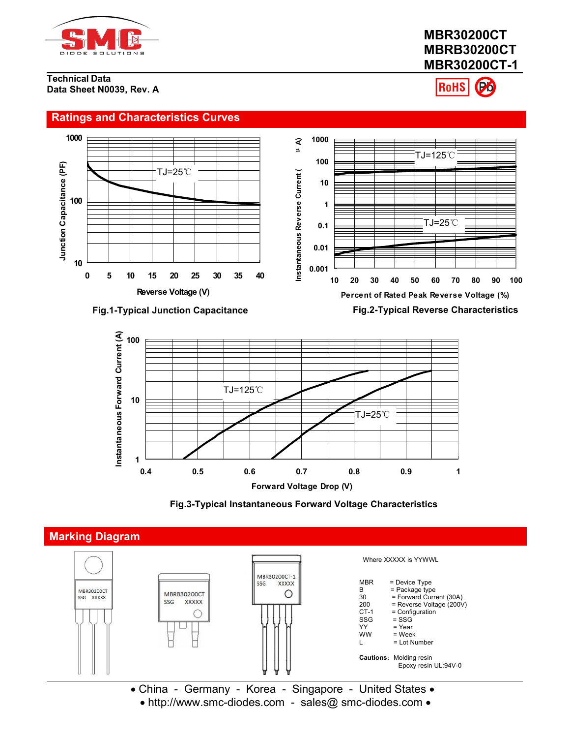# MBR30200CT
# MBRB30200CT
# MBR30200CT-1

**Technical Data**
**Data Sheet N0039, Rev. A**

## Ratings and Characteristics Curves

Fig.1-Typical Junction Capacitance

Fig.2-Typical Reverse Characteristics

Fig.3-Typical Instantaneous Forward Voltage Characteristics

## Marking Diagram

Where XXXXX is YYWWL

| | |
|---|---|
| MBR | = Device Type |
| B | = Package type |
| 30 | = Forward Current (30A) |
| 200 | = Reverse Voltage (200V) |
| CT-1 | = Configuration |
| SSG | = SSG |
| YY | = Year |
| WW | = Week |
| L | = Lot Number |

**Cautions:** Molding resin
Epoxy resin UL:94V-0

• China - Germany - Korea - Singapore - United States •
• http://www.smc-diodes.com - sales@ smc-diodes.com •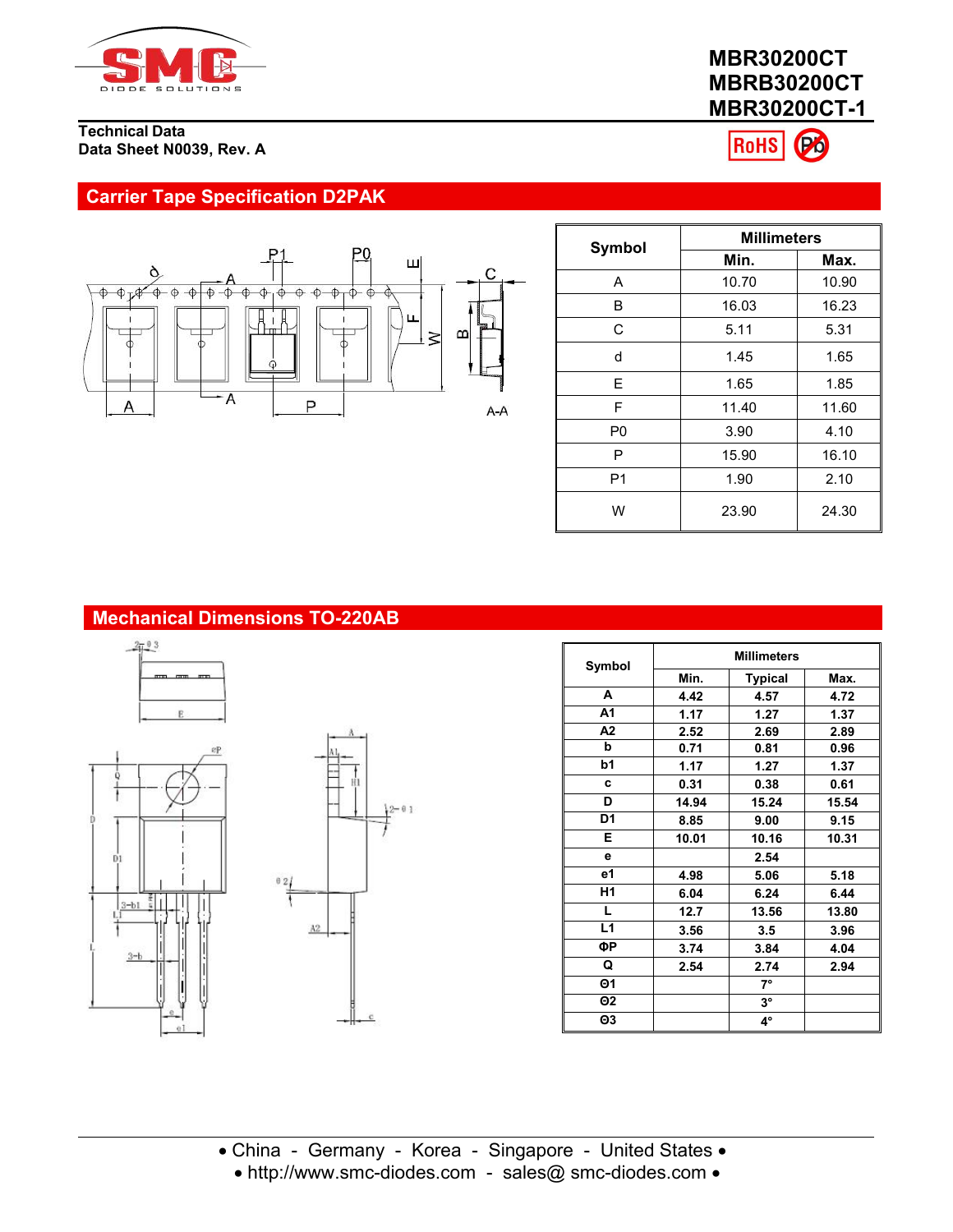# MBR30200CT
# MBRB30200CT
# MBR30200CT-1

**Technical Data**
**Data Sheet N0039, Rev. A**

## Carrier Tape Specification D2PAK

| Symbol | Millimeters | |
|---|---|---|
| | Min. | Max. |
| A | 10.70 | 10.90 |
| B | 16.03 | 16.23 |
| C | 5.11 | 5.31 |
| d | 1.45 | 1.65 |
| E | 1.65 | 1.85 |
| F | 11.40 | 11.60 |
| P0 | 3.90 | 4.10 |
| P | 15.90 | 16.10 |
| P1 | 1.90 | 2.10 |
| W | 23.90 | 24.30 |

## Mechanical Dimensions TO-220AB

| Symbol | Millimeters | | |
|---|---|---|---|
| | Min. | Typical | Max. |
| A | 4.42 | 4.57 | 4.72 |
| A1 | 1.17 | 1.27 | 1.37 |
| A2 | 2.52 | 2.69 | 2.89 |
| b | 0.71 | 0.81 | 0.96 |
| b1 | 1.17 | 1.27 | 1.37 |
| c | 0.31 | 0.38 | 0.61 |
| D | 14.94 | 15.24 | 15.54 |
| D1 | 8.85 | 9.00 | 9.15 |
| E | 10.01 | 10.16 | 10.31 |
| e | | 2.54 | |
| e1 | 4.98 | 5.06 | 5.18 |
| H1 | 6.04 | 6.24 | 6.44 |
| L | 12.7 | 13.56 | 13.80 |
| L1 | 3.56 | 3.5 | 3.96 |
| ΦP | 3.74 | 3.84 | 4.04 |
| Q | 2.54 | 2.74 | 2.94 |
| Θ1 | | 7° | |
| Θ2 | | 3° | |
| Θ3 | | 4° | |

• China - Germany - Korea - Singapore - United States •
• http://www.smc-diodes.com - sales@ smc-diodes.com •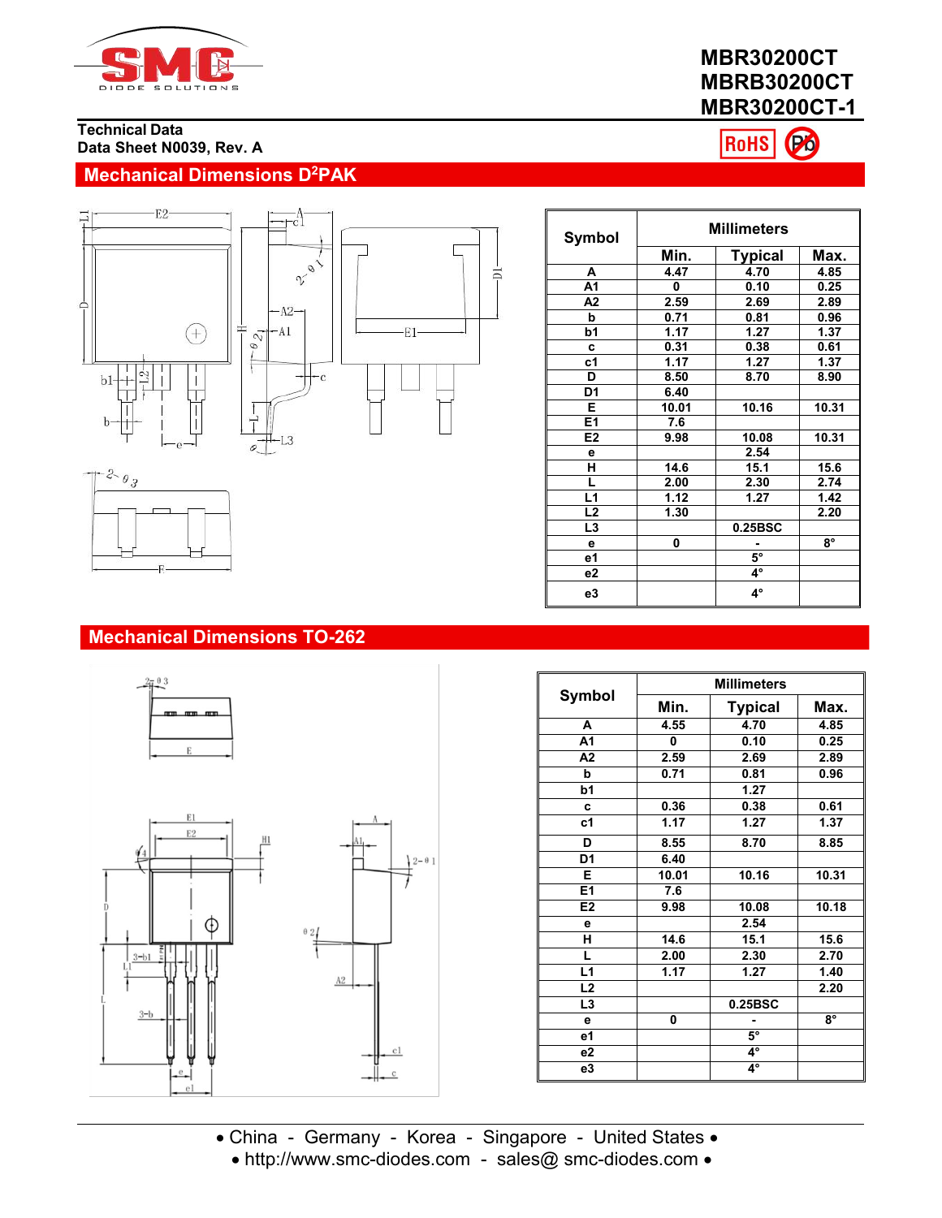# MBR30200CT
# MBRB30200CT
# MBR30200CT-1

**Technical Data**
**Data Sheet N0039, Rev. A**

RoHS Pb

## Mechanical Dimensions $D^2$PAK

| Symbol | Millimeters | | |
|---|---|---|---|
| | Min. | Typical | Max. |
| A | 4.47 | 4.70 | 4.85 |
| A1 | 0 | 0.10 | 0.25 |
| A2 | 2.59 | 2.69 | 2.89 |
| b | 0.71 | 0.81 | 0.96 |
| b1 | 1.17 | 1.27 | 1.37 |
| c | 0.31 | 0.38 | 0.61 |
| c1 | 1.17 | 1.27 | 1.37 |
| D | 8.50 | 8.70 | 8.90 |
| D1 | 6.40 | | |
| E | 10.01 | 10.16 | 10.31 |
| E1 | 7.6 | | |
| E2 | 9.98 | 10.08 | 10.31 |
| e | | 2.54 | |
| H | 14.6 | 15.1 | 15.6 |
| L | 2.00 | 2.30 | 2.74 |
| L1 | 1.12 | 1.27 | 1.42 |
| L2 | 1.30 | | 2.20 |
| L3 | | 0.25BSC | |
| e | 0 | - | 8° |
| e1 | | 5° | |
| e2 | | 4° | |
| e3 | | 4° | |

## Mechanical Dimensions TO-262

| Symbol | Millimeters | | |
|---|---|---|---|
| | Min. | Typical | Max. |
| A | 4.55 | 4.70 | 4.85 |
| A1 | 0 | 0.10 | 0.25 |
| A2 | 2.59 | 2.69 | 2.89 |
| b | 0.71 | 0.81 | 0.96 |
| b1 | | 1.27 | |
| c | 0.36 | 0.38 | 0.61 |
| c1 | 1.17 | 1.27 | 1.37 |
| D | 8.55 | 8.70 | 8.85 |
| D1 | 6.40 | | |
| E | 10.01 | 10.16 | 10.31 |
| E1 | 7.6 | | |
| E2 | 9.98 | 10.08 | 10.18 |
| e | | 2.54 | |
| H | 14.6 | 15.1 | 15.6 |
| L | 2.00 | 2.30 | 2.70 |
| L1 | 1.17 | 1.27 | 1.40 |
| L2 | | | 2.20 |
| L3 | | 0.25BSC | |
| e | 0 | - | 8° |
| e1 | | 5° | |
| e2 | | 4° | |
| e3 | | 4° | |

• China - Germany - Korea - Singapore - United States •
• http://www.smc-diodes.com - sales@ smc-diodes.com •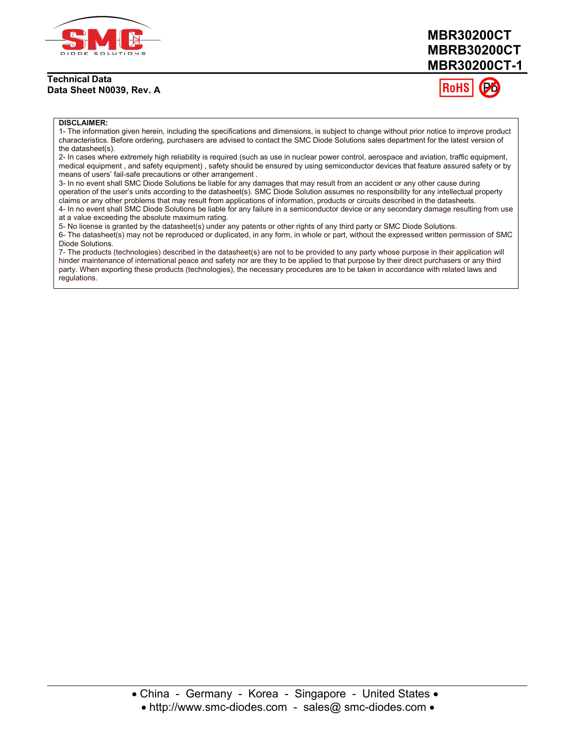**DISCLAIMER:**

1- The information given herein, including the specifications and dimensions, is subject to change without prior notice to improve product characteristics. Before ordering, purchasers are advised to contact the SMC Diode Solutions sales department for the latest version of the datasheet(s).

2- In cases where extremely high reliability is required (such as use in nuclear power control, aerospace and aviation, traffic equipment, medical equipment , and safety equipment) , safety should be ensured by using semiconductor devices that feature assured safety or by means of users' fail-safe precautions or other arrangement .

3- In no event shall SMC Diode Solutions be liable for any damages that may result from an accident or any other cause during operation of the user's units according to the datasheet(s). SMC Diode Solution assumes no responsibility for any intellectual property claims or any other problems that may result from applications of information, products or circuits described in the datasheets.

4- In no event shall SMC Diode Solutions be liable for any failure in a semiconductor device or any secondary damage resulting from use at a value exceeding the absolute maximum rating.

5- No license is granted by the datasheet(s) under any patents or other rights of any third party or SMC Diode Solutions.

6- The datasheet(s) may not be reproduced or duplicated, in any form, in whole or part, without the expressed written permission of SMC Diode Solutions.

7- The products (technologies) described in the datasheet(s) are not to be provided to any party whose purpose in their application will hinder maintenance of international peace and safety nor are they to be applied to that purpose by their direct purchasers or any third party. When exporting these products (technologies), the necessary procedures are to be taken in accordance with related laws and regulations.